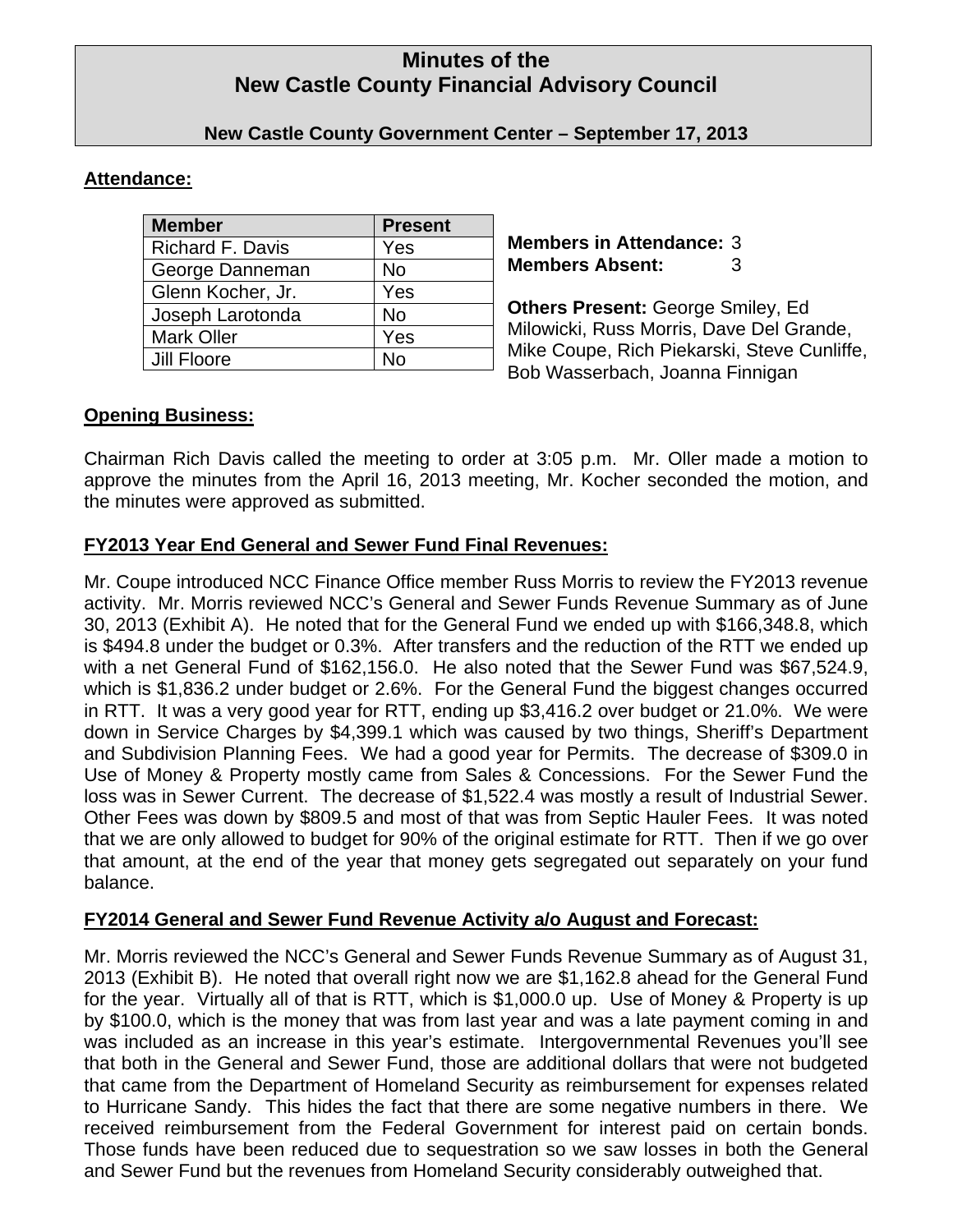# Minutes of the New Castle County Financial Advisory Council

**New Castle County Government Center – September 17, 2013**

## Attendance:

| Member | Present |
|---|---|
| Richard F. Davis | Yes |
| George Danneman | No |
| Glenn Kocher, Jr. | Yes |
| Joseph Larotonda | No |
| Mark Oller | Yes |
| Jill Floore | No |

**Members in Attendance:** 3
**Members Absent:** 3

**Others Present:** George Smiley, Ed Milowicki, Russ Morris, Dave Del Grande, Mike Coupe, Rich Piekarski, Steve Cunliffe, Bob Wasserbach, Joanna Finnigan

## Opening Business:

Chairman Rich Davis called the meeting to order at 3:05 p.m. Mr. Oller made a motion to approve the minutes from the April 16, 2013 meeting, Mr. Kocher seconded the motion, and the minutes were approved as submitted.

## FY2013 Year End General and Sewer Fund Final Revenues:

Mr. Coupe introduced NCC Finance Office member Russ Morris to review the FY2013 revenue activity. Mr. Morris reviewed NCC's General and Sewer Funds Revenue Summary as of June 30, 2013 (Exhibit A). He noted that for the General Fund we ended up with $166,348.8, which is $494.8 under the budget or 0.3%. After transfers and the reduction of the RTT we ended up with a net General Fund of $162,156.0. He also noted that the Sewer Fund was $67,524.9, which is $1,836.2 under budget or 2.6%. For the General Fund the biggest changes occurred in RTT. It was a very good year for RTT, ending up $3,416.2 over budget or 21.0%. We were down in Service Charges by $4,399.1 which was caused by two things, Sheriff's Department and Subdivision Planning Fees. We had a good year for Permits. The decrease of $309.0 in Use of Money & Property mostly came from Sales & Concessions. For the Sewer Fund the loss was in Sewer Current. The decrease of $1,522.4 was mostly a result of Industrial Sewer. Other Fees was down by $809.5 and most of that was from Septic Hauler Fees. It was noted that we are only allowed to budget for 90% of the original estimate for RTT. Then if we go over that amount, at the end of the year that money gets segregated out separately on your fund balance.

## FY2014 General and Sewer Fund Revenue Activity a/o August and Forecast:

Mr. Morris reviewed the NCC's General and Sewer Funds Revenue Summary as of August 31, 2013 (Exhibit B). He noted that overall right now we are $1,162.8 ahead for the General Fund for the year. Virtually all of that is RTT, which is $1,000.0 up. Use of Money & Property is up by $100.0, which is the money that was from last year and was a late payment coming in and was included as an increase in this year's estimate. Intergovernmental Revenues you'll see that both in the General and Sewer Fund, those are additional dollars that were not budgeted that came from the Department of Homeland Security as reimbursement for expenses related to Hurricane Sandy. This hides the fact that there are some negative numbers in there. We received reimbursement from the Federal Government for interest paid on certain bonds. Those funds have been reduced due to sequestration so we saw losses in both the General and Sewer Fund but the revenues from Homeland Security considerably outweighed that.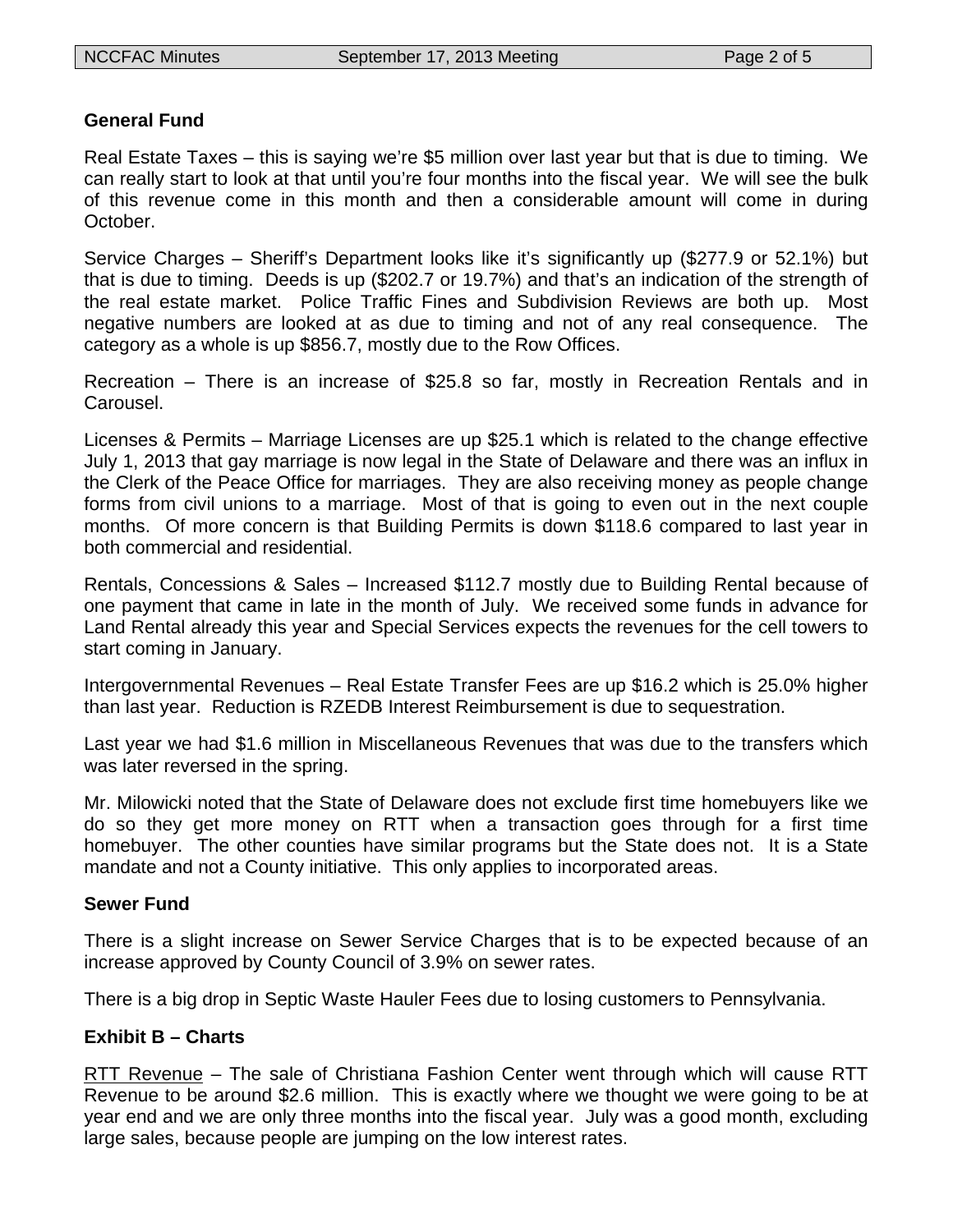**General Fund**

Real Estate Taxes – this is saying we're $5 million over last year but that is due to timing. We can really start to look at that until you're four months into the fiscal year. We will see the bulk of this revenue come in this month and then a considerable amount will come in during October.

Service Charges – Sheriff's Department looks like it's significantly up ($277.9 or 52.1%) but that is due to timing. Deeds is up ($202.7 or 19.7%) and that's an indication of the strength of the real estate market. Police Traffic Fines and Subdivision Reviews are both up. Most negative numbers are looked at as due to timing and not of any real consequence. The category as a whole is up $856.7, mostly due to the Row Offices.

Recreation – There is an increase of $25.8 so far, mostly in Recreation Rentals and in Carousel.

Licenses & Permits – Marriage Licenses are up $25.1 which is related to the change effective July 1, 2013 that gay marriage is now legal in the State of Delaware and there was an influx in the Clerk of the Peace Office for marriages. They are also receiving money as people change forms from civil unions to a marriage. Most of that is going to even out in the next couple months. Of more concern is that Building Permits is down $118.6 compared to last year in both commercial and residential.

Rentals, Concessions & Sales – Increased $112.7 mostly due to Building Rental because of one payment that came in late in the month of July. We received some funds in advance for Land Rental already this year and Special Services expects the revenues for the cell towers to start coming in January.

Intergovernmental Revenues – Real Estate Transfer Fees are up $16.2 which is 25.0% higher than last year. Reduction is RZEDB Interest Reimbursement is due to sequestration.

Last year we had $1.6 million in Miscellaneous Revenues that was due to the transfers which was later reversed in the spring.

Mr. Milowicki noted that the State of Delaware does not exclude first time homebuyers like we do so they get more money on RTT when a transaction goes through for a first time homebuyer. The other counties have similar programs but the State does not. It is a State mandate and not a County initiative. This only applies to incorporated areas.

**Sewer Fund**

There is a slight increase on Sewer Service Charges that is to be expected because of an increase approved by County Council of 3.9% on sewer rates.

There is a big drop in Septic Waste Hauler Fees due to losing customers to Pennsylvania.

**Exhibit B – Charts**

<u>RTT Revenue</u> – The sale of Christiana Fashion Center went through which will cause RTT Revenue to be around $2.6 million. This is exactly where we thought we were going to be at year end and we are only three months into the fiscal year. July was a good month, excluding large sales, because people are jumping on the low interest rates.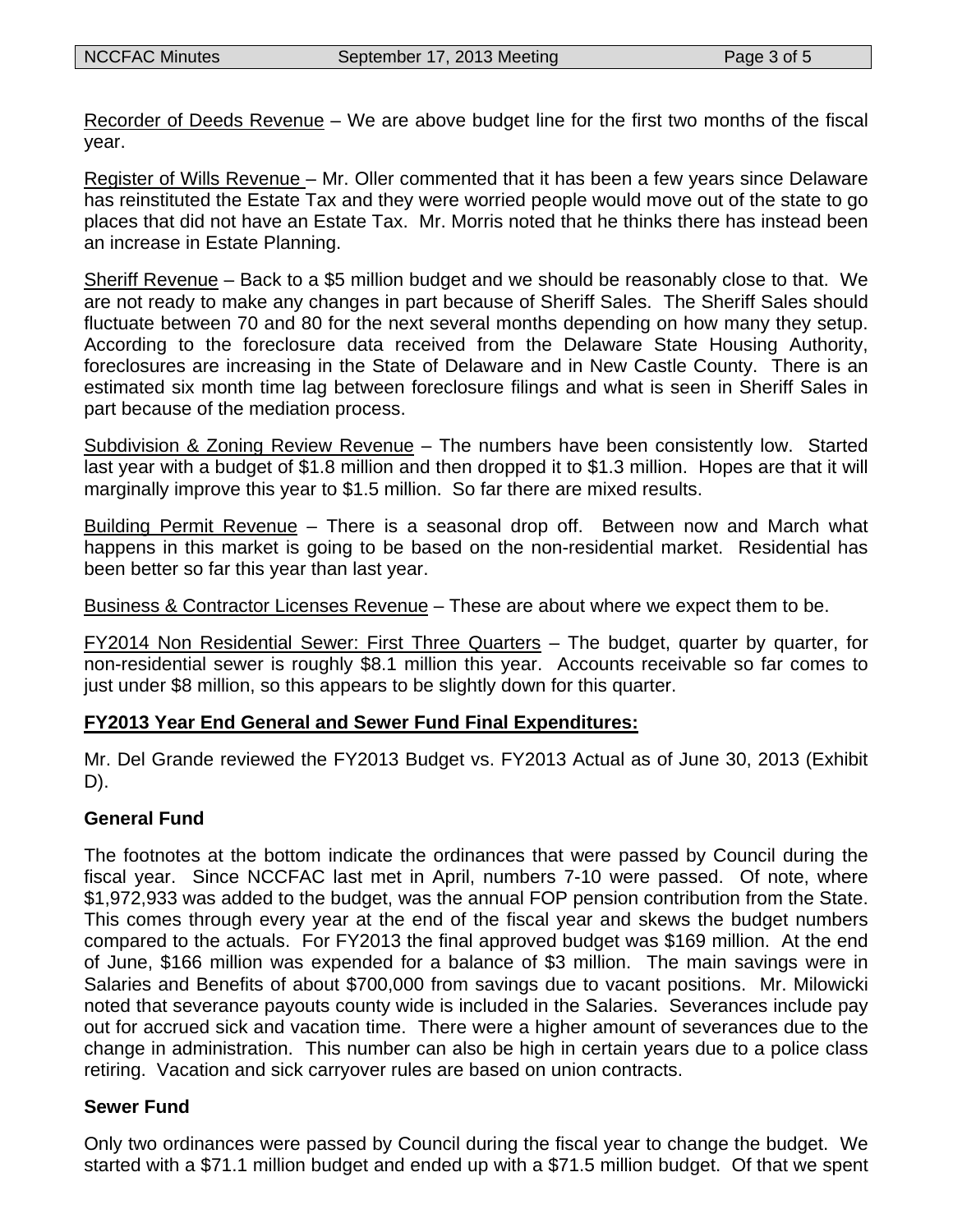Recorder of Deeds Revenue – We are above budget line for the first two months of the fiscal year.

Register of Wills Revenue – Mr. Oller commented that it has been a few years since Delaware has reinstituted the Estate Tax and they were worried people would move out of the state to go places that did not have an Estate Tax. Mr. Morris noted that he thinks there has instead been an increase in Estate Planning.

Sheriff Revenue – Back to a $5 million budget and we should be reasonably close to that. We are not ready to make any changes in part because of Sheriff Sales. The Sheriff Sales should fluctuate between 70 and 80 for the next several months depending on how many they setup. According to the foreclosure data received from the Delaware State Housing Authority, foreclosures are increasing in the State of Delaware and in New Castle County. There is an estimated six month time lag between foreclosure filings and what is seen in Sheriff Sales in part because of the mediation process.

Subdivision & Zoning Review Revenue – The numbers have been consistently low. Started last year with a budget of $1.8 million and then dropped it to $1.3 million. Hopes are that it will marginally improve this year to $1.5 million. So far there are mixed results.

Building Permit Revenue – There is a seasonal drop off. Between now and March what happens in this market is going to be based on the non-residential market. Residential has been better so far this year than last year.

Business & Contractor Licenses Revenue – These are about where we expect them to be.

FY2014 Non Residential Sewer: First Three Quarters – The budget, quarter by quarter, for non-residential sewer is roughly $8.1 million this year. Accounts receivable so far comes to just under $8 million, so this appears to be slightly down for this quarter.

**FY2013 Year End General and Sewer Fund Final Expenditures:**

Mr. Del Grande reviewed the FY2013 Budget vs. FY2013 Actual as of June 30, 2013 (Exhibit D).

**General Fund**

The footnotes at the bottom indicate the ordinances that were passed by Council during the fiscal year. Since NCCFAC last met in April, numbers 7-10 were passed. Of note, where $1,972,933 was added to the budget, was the annual FOP pension contribution from the State. This comes through every year at the end of the fiscal year and skews the budget numbers compared to the actuals. For FY2013 the final approved budget was $169 million. At the end of June, $166 million was expended for a balance of $3 million. The main savings were in Salaries and Benefits of about $700,000 from savings due to vacant positions. Mr. Milowicki noted that severance payouts county wide is included in the Salaries. Severances include pay out for accrued sick and vacation time. There were a higher amount of severances due to the change in administration. This number can also be high in certain years due to a police class retiring. Vacation and sick carryover rules are based on union contracts.

**Sewer Fund**

Only two ordinances were passed by Council during the fiscal year to change the budget. We started with a $71.1 million budget and ended up with a $71.5 million budget. Of that we spent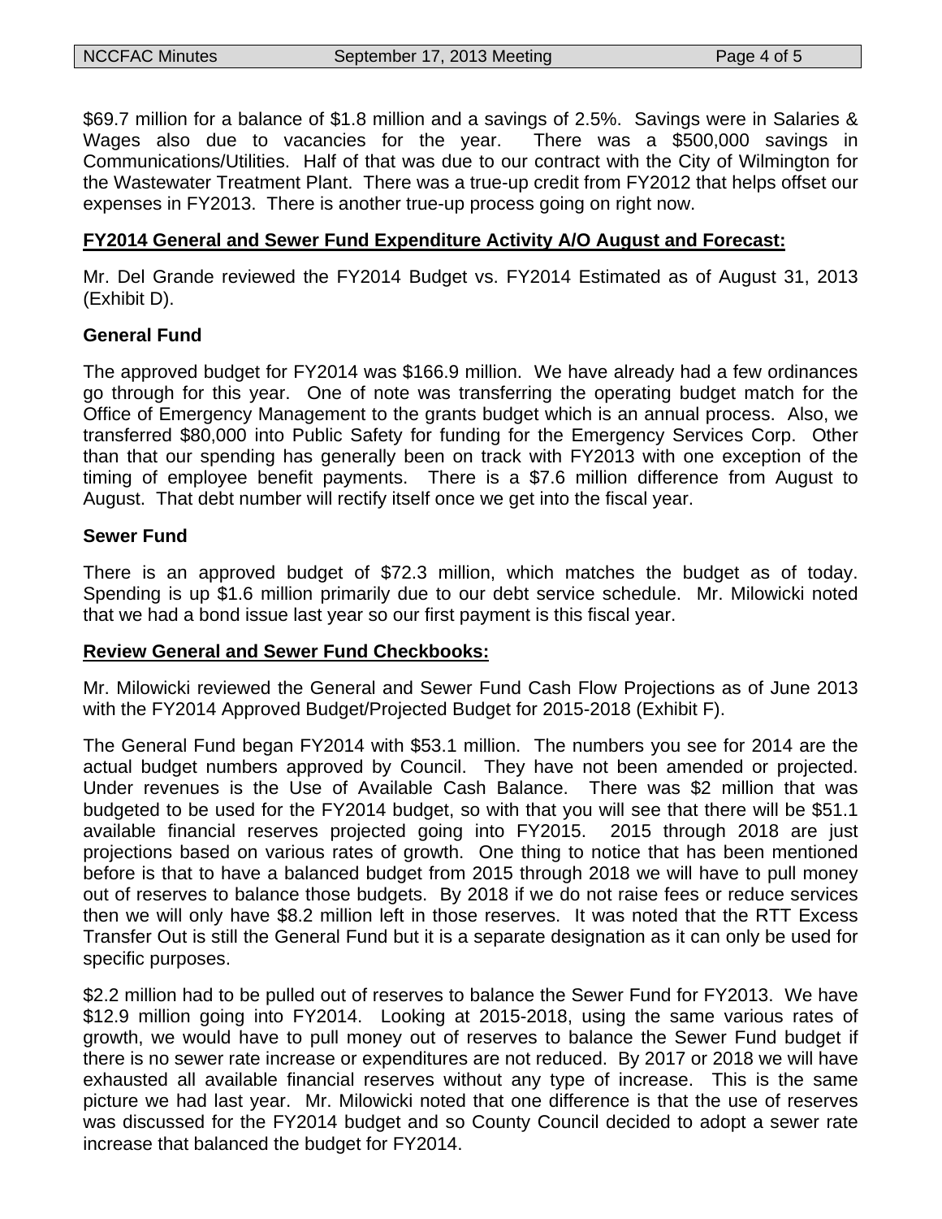$69.7 million for a balance of $1.8 million and a savings of 2.5%. Savings were in Salaries & Wages also due to vacancies for the year. There was a $500,000 savings in Communications/Utilities. Half of that was due to our contract with the City of Wilmington for the Wastewater Treatment Plant. There was a true-up credit from FY2012 that helps offset our expenses in FY2013. There is another true-up process going on right now.

**FY2014 General and Sewer Fund Expenditure Activity A/O August and Forecast:**

Mr. Del Grande reviewed the FY2014 Budget vs. FY2014 Estimated as of August 31, 2013 (Exhibit D).

**General Fund**

The approved budget for FY2014 was $166.9 million. We have already had a few ordinances go through for this year. One of note was transferring the operating budget match for the Office of Emergency Management to the grants budget which is an annual process. Also, we transferred $80,000 into Public Safety for funding for the Emergency Services Corp. Other than that our spending has generally been on track with FY2013 with one exception of the timing of employee benefit payments. There is a $7.6 million difference from August to August. That debt number will rectify itself once we get into the fiscal year.

**Sewer Fund**

There is an approved budget of $72.3 million, which matches the budget as of today. Spending is up $1.6 million primarily due to our debt service schedule. Mr. Milowicki noted that we had a bond issue last year so our first payment is this fiscal year.

**Review General and Sewer Fund Checkbooks:**

Mr. Milowicki reviewed the General and Sewer Fund Cash Flow Projections as of June 2013 with the FY2014 Approved Budget/Projected Budget for 2015-2018 (Exhibit F).

The General Fund began FY2014 with $53.1 million. The numbers you see for 2014 are the actual budget numbers approved by Council. They have not been amended or projected. Under revenues is the Use of Available Cash Balance. There was $2 million that was budgeted to be used for the FY2014 budget, so with that you will see that there will be $51.1 available financial reserves projected going into FY2015. 2015 through 2018 are just projections based on various rates of growth. One thing to notice that has been mentioned before is that to have a balanced budget from 2015 through 2018 we will have to pull money out of reserves to balance those budgets. By 2018 if we do not raise fees or reduce services then we will only have $8.2 million left in those reserves. It was noted that the RTT Excess Transfer Out is still the General Fund but it is a separate designation as it can only be used for specific purposes.

$2.2 million had to be pulled out of reserves to balance the Sewer Fund for FY2013. We have $12.9 million going into FY2014. Looking at 2015-2018, using the same various rates of growth, we would have to pull money out of reserves to balance the Sewer Fund budget if there is no sewer rate increase or expenditures are not reduced. By 2017 or 2018 we will have exhausted all available financial reserves without any type of increase. This is the same picture we had last year. Mr. Milowicki noted that one difference is that the use of reserves was discussed for the FY2014 budget and so County Council decided to adopt a sewer rate increase that balanced the budget for FY2014.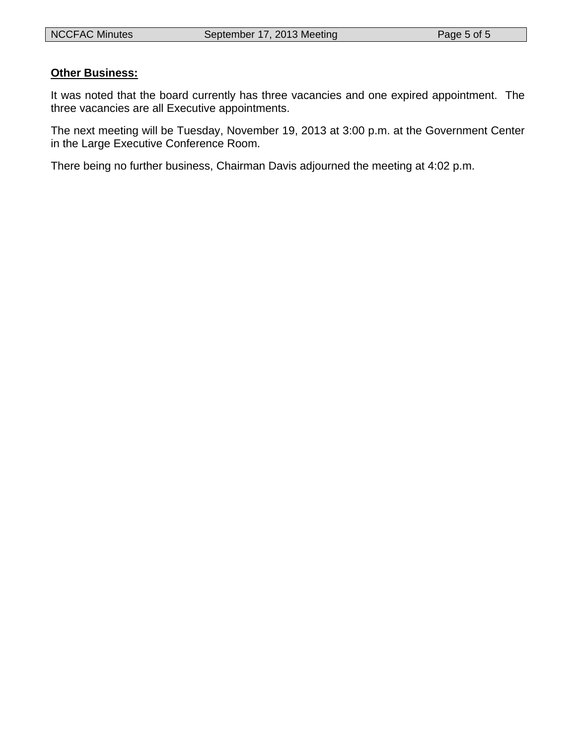**Other Business:**

It was noted that the board currently has three vacancies and one expired appointment. The three vacancies are all Executive appointments.

The next meeting will be Tuesday, November 19, 2013 at 3:00 p.m. at the Government Center in the Large Executive Conference Room.

There being no further business, Chairman Davis adjourned the meeting at 4:02 p.m.